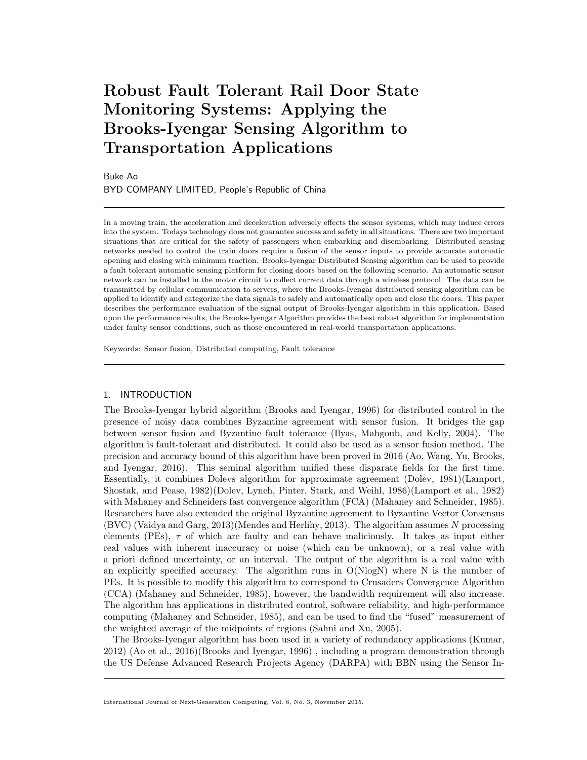# Robust Fault Tolerant Rail Door State Monitoring Systems: Applying the Brooks-Iyengar Sensing Algorithm to Transportation Applications

Buke Ao
BYD COMPANY LIMITED, People's Republic of China

In a moving train, the acceleration and deceleration adversely effects the sensor systems, which may induce errors into the system. Todays technology does not guarantee success and safety in all situations. There are two important situations that are critical for the safety of passengers when embarking and disembarking. Distributed sensing networks needed to control the train doors require a fusion of the sensor inputs to provide accurate automatic opening and closing with minimum traction. Brooks-Iyengar Distributed Sensing algorithm can be used to provide a fault tolerant automatic sensing platform for closing doors based on the following scenario. An automatic sensor network can be installed in the motor circuit to collect current data through a wireless protocol. The data can be transmitted by cellular communication to servers, where the Brooks-Iyengar distributed sensing algorithm can be applied to identify and categorize the data signals to safely and automatically open and close the doors. This paper describes the performance evaluation of the signal output of Brooks-Iyengar algorithm in this application. Based upon the performance results, the Brooks-Iyengar Algorithm provides the best robust algorithm for implementation under faulty sensor conditions, such as those encountered in real-world transportation applications.

Keywords: Sensor fusion, Distributed computing, Fault tolerance

## 1. INTRODUCTION

The Brooks-Iyengar hybrid algorithm (Brooks and Iyengar, 1996) for distributed control in the presence of noisy data combines Byzantine agreement with sensor fusion. It bridges the gap between sensor fusion and Byzantine fault tolerance (Ilyas, Mahgoub, and Kelly, 2004). The algorithm is fault-tolerant and distributed. It could also be used as a sensor fusion method. The precision and accuracy bound of this algorithm have been proved in 2016 (Ao, Wang, Yu, Brooks, and Iyengar, 2016). This seminal algorithm unified these disparate fields for the first time. Essentially, it combines Dolevs algorithm for approximate agreement (Dolev, 1981)(Lamport, Shostak, and Pease, 1982)(Dolev, Lynch, Pinter, Stark, and Weihl, 1986)(Lamport et al., 1982) with Mahaney and Schneiders fast convergence algorithm (FCA) (Mahaney and Schneider, 1985). Researchers have also extended the original Byzantine agreement to Byzantine Vector Consensus (BVC) (Vaidya and Garg, 2013)(Mendes and Herlihy, 2013). The algorithm assumes $N$ processing elements (PEs), $\tau$ of which are faulty and can behave maliciously. It takes as input either real values with inherent inaccuracy or noise (which can be unknown), or a real value with a priori defined uncertainty, or an interval. The output of the algorithm is a real value with an explicitly specified accuracy. The algorithm runs in O(NlogN) where N is the number of PEs. It is possible to modify this algorithm to correspond to Crusaders Convergence Algorithm (CCA) (Mahaney and Schneider, 1985), however, the bandwidth requirement will also increase. The algorithm has applications in distributed control, software reliability, and high-performance computing (Mahaney and Schneider, 1985), and can be used to find the "fused" measurement of the weighted average of the midpoints of regions (Sahni and Xu, 2005).

The Brooks-Iyengar algorithm has been used in a variety of redundancy applications (Kumar, 2012) (Ao et al., 2016)(Brooks and Iyengar, 1996) , including a program demonstration through the US Defense Advanced Research Projects Agency (DARPA) with BBN using the Sensor In-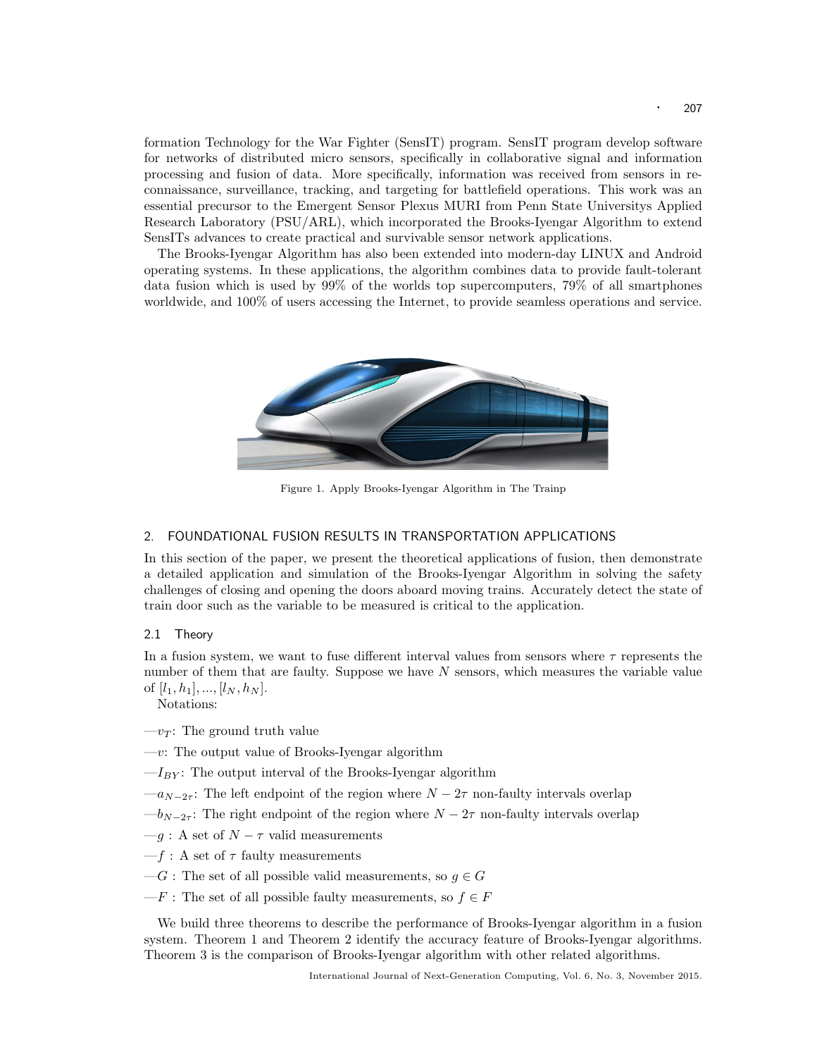formation Technology for the War Fighter (SensIT) program. SensIT program develop software for networks of distributed micro sensors, specifically in collaborative signal and information processing and fusion of data. More specifically, information was received from sensors in reconnaissance, surveillance, tracking, and targeting for battlefield operations. This work was an essential precursor to the Emergent Sensor Plexus MURI from Penn State Universitys Applied Research Laboratory (PSU/ARL), which incorporated the Brooks-Iyengar Algorithm to extend SensITs advances to create practical and survivable sensor network applications.

The Brooks-Iyengar Algorithm has also been extended into modern-day LINUX and Android operating systems. In these applications, the algorithm combines data to provide fault-tolerant data fusion which is used by 99% of the worlds top supercomputers, 79% of all smartphones worldwide, and 100% of users accessing the Internet, to provide seamless operations and service.

Figure 1. Apply Brooks-Iyengar Algorithm in The Trainp

## 2. FOUNDATIONAL FUSION RESULTS IN TRANSPORTATION APPLICATIONS

In this section of the paper, we present the theoretical applications of fusion, then demonstrate a detailed application and simulation of the Brooks-Iyengar Algorithm in solving the safety challenges of closing and opening the doors aboard moving trains. Accurately detect the state of train door such as the variable to be measured is critical to the application.

### 2.1 Theory

In a fusion system, we want to fuse different interval values from sensors where $\tau$ represents the number of them that are faulty. Suppose we have $N$ sensors, which measures the variable value of $[l_1, h_1], ..., [l_N, h_N]$.

Notations:

—$v_T$: The ground truth value

—$v$: The output value of Brooks-Iyengar algorithm

—$I_{BY}$: The output interval of the Brooks-Iyengar algorithm

—$a_{N-2\tau}$: The left endpoint of the region where $N - 2\tau$ non-faulty intervals overlap

—$b_{N-2\tau}$: The right endpoint of the region where $N - 2\tau$ non-faulty intervals overlap

—$g$ : A set of $N - \tau$ valid measurements

—$f$ : A set of $\tau$ faulty measurements

—$G$ : The set of all possible valid measurements, so $g \in G$

—$F$ : The set of all possible faulty measurements, so $f \in F$

We build three theorems to describe the performance of Brooks-Iyengar algorithm in a fusion system. Theorem 1 and Theorem 2 identify the accuracy feature of Brooks-Iyengar algorithms. Theorem 3 is the comparison of Brooks-Iyengar algorithm with other related algorithms.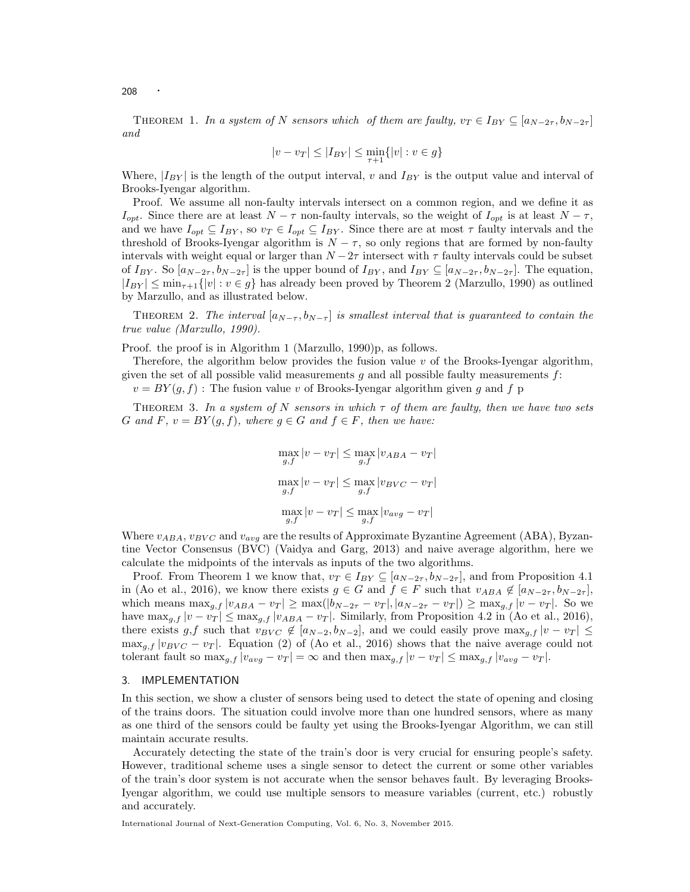THEOREM 1. *In a system of N sensors which of them are faulty, $v_T \in I_{BY} \subseteq [a_{N-2\tau}, b_{N-2\tau}]$ and*

$$|v - v_T| \leq |I_{BY}| \leq \min_{\tau+1}\{|v| : v \in g\}$$

Where, $|I_{BY}|$ is the length of the output interval, $v$ and $I_{BY}$ is the output value and interval of Brooks-Iyengar algorithm.

Proof. We assume all non-faulty intervals intersect on a common region, and we define it as $I_{opt}$. Since there are at least $N - \tau$ non-faulty intervals, so the weight of $I_{opt}$ is at least $N - \tau$, and we have $I_{opt} \subseteq I_{BY}$, so $v_T \in I_{opt} \subseteq I_{BY}$. Since there are at most $\tau$ faulty intervals and the threshold of Brooks-Iyengar algorithm is $N - \tau$, so only regions that are formed by non-faulty intervals with weight equal or larger than $N - 2\tau$ intersect with $\tau$ faulty intervals could be subset of $I_{BY}$. So $[a_{N-2\tau}, b_{N-2\tau}]$ is the upper bound of $I_{BY}$, and $I_{BY} \subseteq [a_{N-2\tau}, b_{N-2\tau}]$. The equation, $|I_{BY}| \leq \min_{\tau+1}\{|v| : v \in g\}$ has already been proved by Theorem 2 (Marzullo, 1990) as outlined by Marzullo, and as illustrated below.

THEOREM 2. *The interval $[a_{N-\tau}, b_{N-\tau}]$ is smallest interval that is guaranteed to contain the true value (Marzullo, 1990).*

Proof. the proof is in Algorithm 1 (Marzullo, 1990)p, as follows.

Therefore, the algorithm below provides the fusion value $v$ of the Brooks-Iyengar algorithm, given the set of all possible valid measurements $g$ and all possible faulty measurements $f$:

$v = BY(g, f)$ : The fusion value $v$ of Brooks-Iyengar algorithm given $g$ and $f$ p

THEOREM 3. *In a system of N sensors in which $\tau$ of them are faulty, then we have two sets G and F, $v = BY(g, f)$, where $g \in G$ and $f \in F$, then we have:*

$$\max_{g,f} |v - v_T| \leq \max_{g,f} |v_{ABA} - v_T|$$

$$\max_{g,f} |v - v_T| \leq \max_{g,f} |v_{BVC} - v_T|$$

$$\max_{g,f} |v - v_T| \leq \max_{g,f} |v_{avg} - v_T|$$

Where $v_{ABA}$, $v_{BVC}$ and $v_{avg}$ are the results of Approximate Byzantine Agreement (ABA), Byzantine Vector Consensus (BVC) (Vaidya and Garg, 2013) and naive average algorithm, here we calculate the midpoints of the intervals as inputs of the two algorithms.

Proof. From Theorem 1 we know that, $v_T \in I_{BY} \subseteq [a_{N-2\tau}, b_{N-2\tau}]$, and from Proposition 4.1 in (Ao et al., 2016), we know there exists $g \in G$ and $f \in F$ such that $v_{ABA} \notin [a_{N-2\tau}, b_{N-2\tau}]$, which means $\max_{g,f} |v_{ABA} - v_T| \geq \max(|b_{N-2\tau} - v_T|, |a_{N-2\tau} - v_T|) \geq \max_{g,f} |v - v_T|$. So we have $\max_{g,f} |v - v_T| \leq \max_{g,f} |v_{ABA} - v_T|$. Similarly, from Proposition 4.2 in (Ao et al., 2016), there exists $g$,$f$ such that $v_{BVC} \notin [a_{N-2}, b_{N-2}]$, and we could easily prove $\max_{g,f} |v - v_T| \leq \max_{g,f} |v_{BVC} - v_T|$. Equation (2) of (Ao et al., 2016) shows that the naive average could not tolerant fault so $\max_{g,f} |v_{avg} - v_T| = \infty$ and then $\max_{g,f} |v - v_T| \leq \max_{g,f} |v_{avg} - v_T|$.

## 3. IMPLEMENTATION

In this section, we show a cluster of sensors being used to detect the state of opening and closing of the trains doors. The situation could involve more than one hundred sensors, where as many as one third of the sensors could be faulty yet using the Brooks-Iyengar Algorithm, we can still maintain accurate results.

Accurately detecting the state of the train's door is very crucial for ensuring people's safety. However, traditional scheme uses a single sensor to detect the current or some other variables of the train's door system is not accurate when the sensor behaves fault. By leveraging Brooks-Iyengar algorithm, we could use multiple sensors to measure variables (current, etc.) robustly and accurately.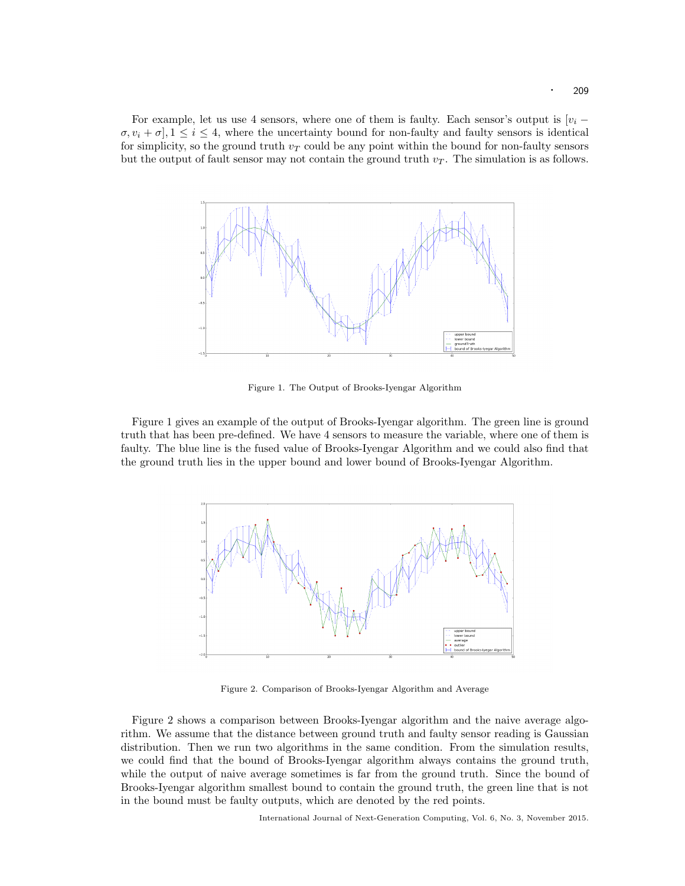For example, let us use 4 sensors, where one of them is faulty. Each sensor's output is $[v_i - \sigma, v_i + \sigma], 1 \leq i \leq 4$, where the uncertainty bound for non-faulty and faulty sensors is identical for simplicity, so the ground truth $v_T$ could be any point within the bound for non-faulty sensors but the output of fault sensor may not contain the ground truth $v_T$. The simulation is as follows.

1.5
1.0
0.5
0.0
−0.5
−1.0
−1.5
0
10
20
30
40
50
upper bound
lower bound
groundTruth
bound of Brooks-Iyegar Algorithm

Figure 1. The Output of Brooks-Iyengar Algorithm

Figure 1 gives an example of the output of Brooks-Iyengar algorithm. The green line is ground truth that has been pre-defined. We have 4 sensors to measure the variable, where one of them is faulty. The blue line is the fused value of Brooks-Iyengar Algorithm and we could also find that the ground truth lies in the upper bound and lower bound of Brooks-Iyengar Algorithm.

2.0
1.5
1.0
0.5
0.0
−0.5
−1.0
−1.5
−2.0
0
10
20
30
40
50
upper bound
lower bound
average
outlier
bound of Brooks-Iyegar Algorithm

Figure 2. Comparison of Brooks-Iyengar Algorithm and Average

Figure 2 shows a comparison between Brooks-Iyengar algorithm and the naive average algorithm. We assume that the distance between ground truth and faulty sensor reading is Gaussian distribution. Then we run two algorithms in the same condition. From the simulation results, we could find that the bound of Brooks-Iyengar algorithm always contains the ground truth, while the output of naive average sometimes is far from the ground truth. Since the bound of Brooks-Iyengar algorithm smallest bound to contain the ground truth, the green line that is not in the bound must be faulty outputs, which are denoted by the red points.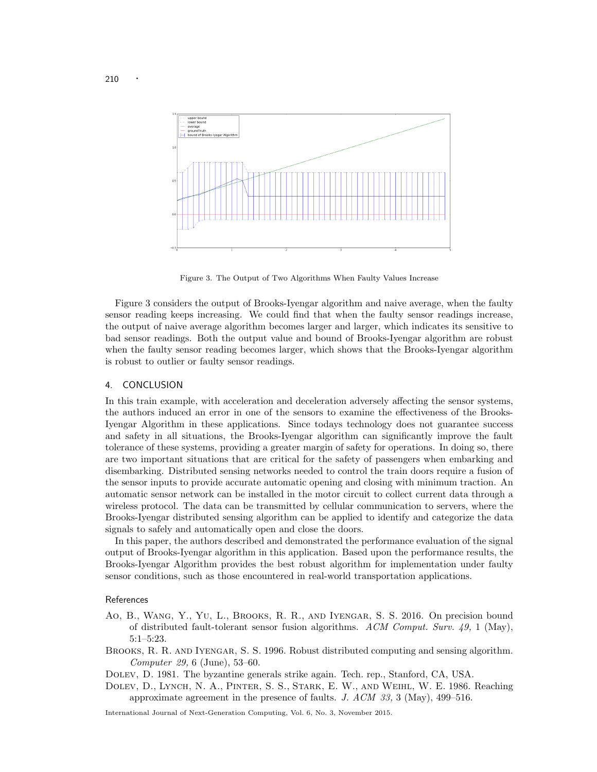upper bound
lower bound
average
groundTruth
bound of Brooks-Iyegar Algorithm

1.5
1.0
0.5
0.0
−0.5

0
1
2
3
4
5

Figure 3. The Output of Two Algorithms When Faulty Values Increase

Figure 3 considers the output of Brooks-Iyengar algorithm and naive average, when the faulty sensor reading keeps increasing. We could find that when the faulty sensor readings increase, the output of naive average algorithm becomes larger and larger, which indicates its sensitive to bad sensor readings. Both the output value and bound of Brooks-Iyengar algorithm are robust when the faulty sensor reading becomes larger, which shows that the Brooks-Iyengar algorithm is robust to outlier or faulty sensor readings.

## 4. CONCLUSION

In this train example, with acceleration and deceleration adversely affecting the sensor systems, the authors induced an error in one of the sensors to examine the effectiveness of the Brooks-Iyengar Algorithm in these applications. Since todays technology does not guarantee success and safety in all situations, the Brooks-Iyengar algorithm can significantly improve the fault tolerance of these systems, providing a greater margin of safety for operations. In doing so, there are two important situations that are critical for the safety of passengers when embarking and disembarking. Distributed sensing networks needed to control the train doors require a fusion of the sensor inputs to provide accurate automatic opening and closing with minimum traction. An automatic sensor network can be installed in the motor circuit to collect current data through a wireless protocol. The data can be transmitted by cellular communication to servers, where the Brooks-Iyengar distributed sensing algorithm can be applied to identify and categorize the data signals to safely and automatically open and close the doors.

In this paper, the authors described and demonstrated the performance evaluation of the signal output of Brooks-Iyengar algorithm in this application. Based upon the performance results, the Brooks-Iyengar Algorithm provides the best robust algorithm for implementation under faulty sensor conditions, such as those encountered in real-world transportation applications.

### References

Ao, B., Wang, Y., Yu, L., Brooks, R. R., and Iyengar, S. S. 2016. On precision bound of distributed fault-tolerant sensor fusion algorithms. *ACM Comput. Surv. 49,* 1 (May), 5:1–5:23.

Brooks, R. R. and Iyengar, S. S. 1996. Robust distributed computing and sensing algorithm. *Computer 29,* 6 (June), 53–60.

Dolev, D. 1981. The byzantine generals strike again. Tech. rep., Stanford, CA, USA.

Dolev, D., Lynch, N. A., Pinter, S. S., Stark, E. W., and Weihl, W. E. 1986. Reaching approximate agreement in the presence of faults. *J. ACM 33,* 3 (May), 499–516.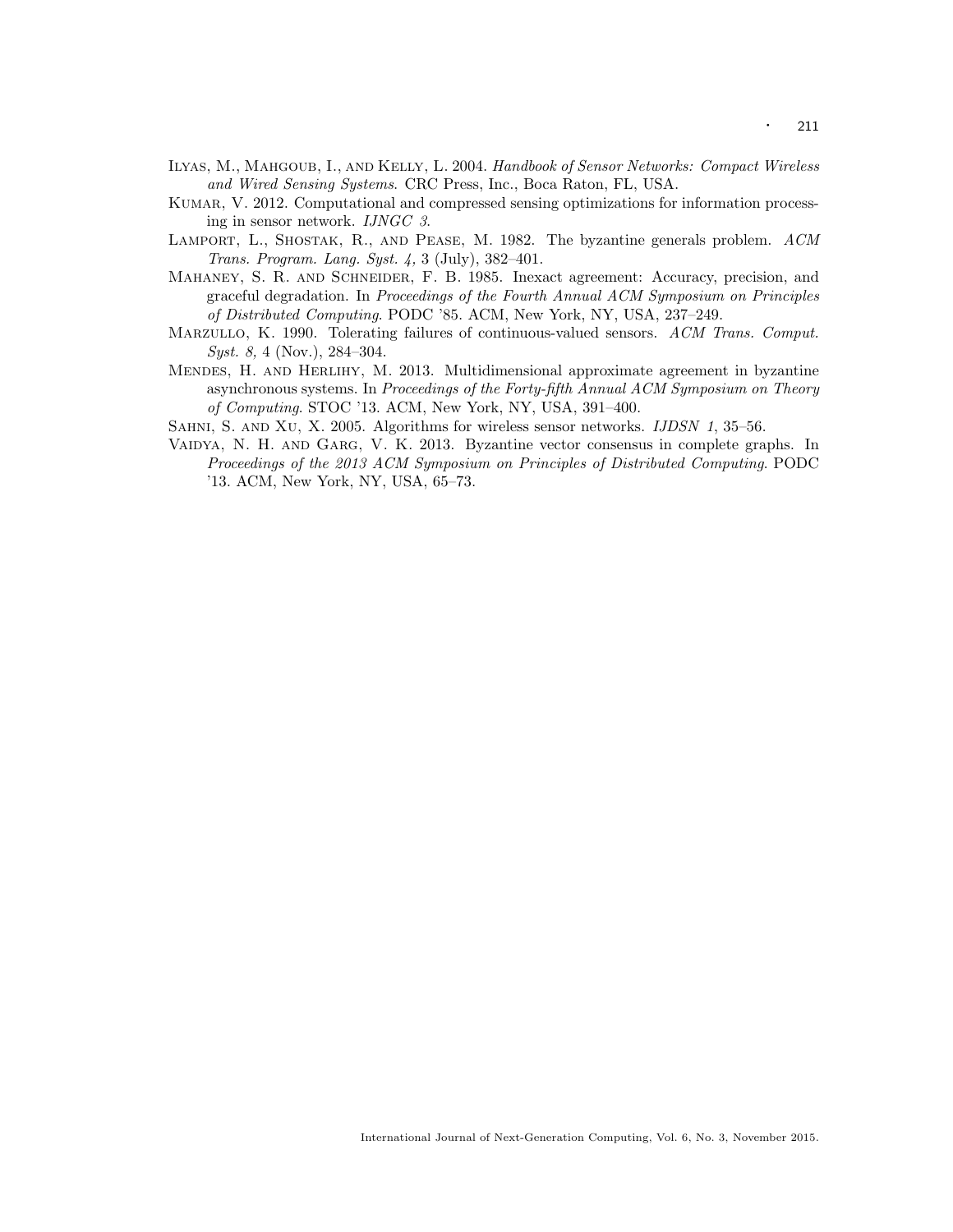ILYAS, M., MAHGOUB, I., AND KELLY, L. 2004. *Handbook of Sensor Networks: Compact Wireless and Wired Sensing Systems*. CRC Press, Inc., Boca Raton, FL, USA.

KUMAR, V. 2012. Computational and compressed sensing optimizations for information processing in sensor network. *IJNGC 3*.

LAMPORT, L., SHOSTAK, R., AND PEASE, M. 1982. The byzantine generals problem. *ACM Trans. Program. Lang. Syst. 4,* 3 (July), 382–401.

MAHANEY, S. R. AND SCHNEIDER, F. B. 1985. Inexact agreement: Accuracy, precision, and graceful degradation. In *Proceedings of the Fourth Annual ACM Symposium on Principles of Distributed Computing*. PODC '85. ACM, New York, NY, USA, 237–249.

MARZULLO, K. 1990. Tolerating failures of continuous-valued sensors. *ACM Trans. Comput. Syst. 8,* 4 (Nov.), 284–304.

MENDES, H. AND HERLIHY, M. 2013. Multidimensional approximate agreement in byzantine asynchronous systems. In *Proceedings of the Forty-fifth Annual ACM Symposium on Theory of Computing*. STOC '13. ACM, New York, NY, USA, 391–400.

SAHNI, S. AND XU, X. 2005. Algorithms for wireless sensor networks. *IJDSN 1*, 35–56.

VAIDYA, N. H. AND GARG, V. K. 2013. Byzantine vector consensus in complete graphs. In *Proceedings of the 2013 ACM Symposium on Principles of Distributed Computing*. PODC '13. ACM, New York, NY, USA, 65–73.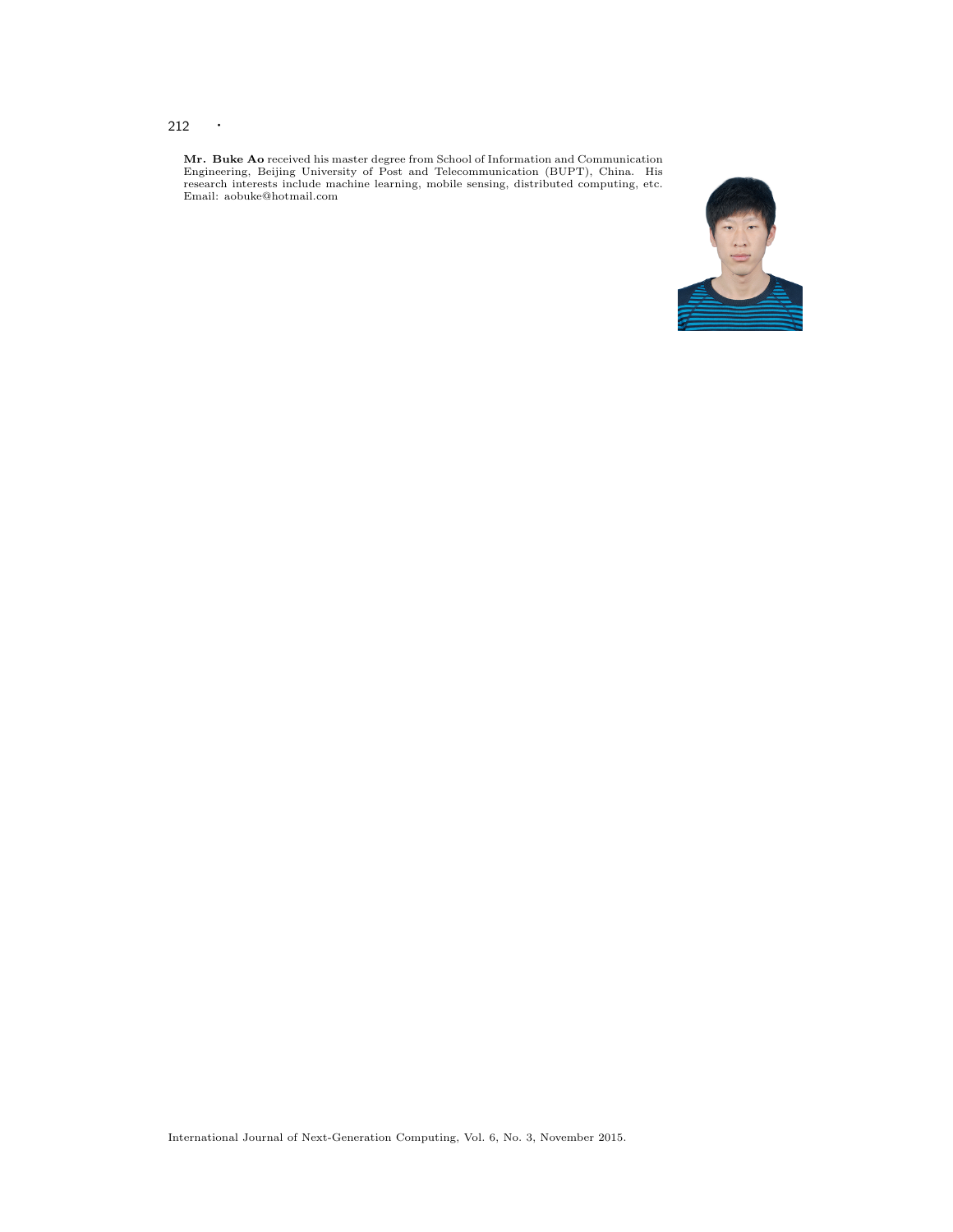**Mr. Buke Ao** received his master degree from School of Information and Communication Engineering, Beijing University of Post and Telecommunication (BUPT), China. His research interests include machine learning, mobile sensing, distributed computing, etc. Email: aobuke@hotmail.com